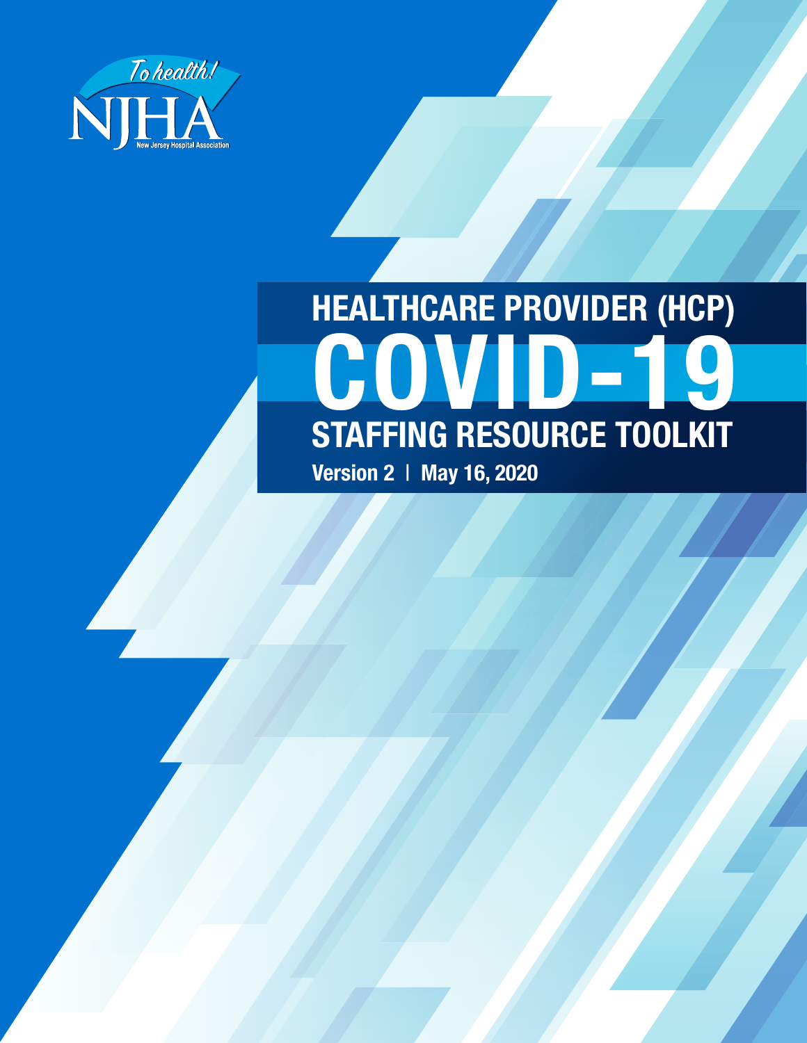To health!

NJHA

New Jersey Hospital Association

# HEALTHCARE PROVIDER (HCP) COVID-19 STAFFING RESOURCE TOOLKIT

**Version 2 | May 16, 2020**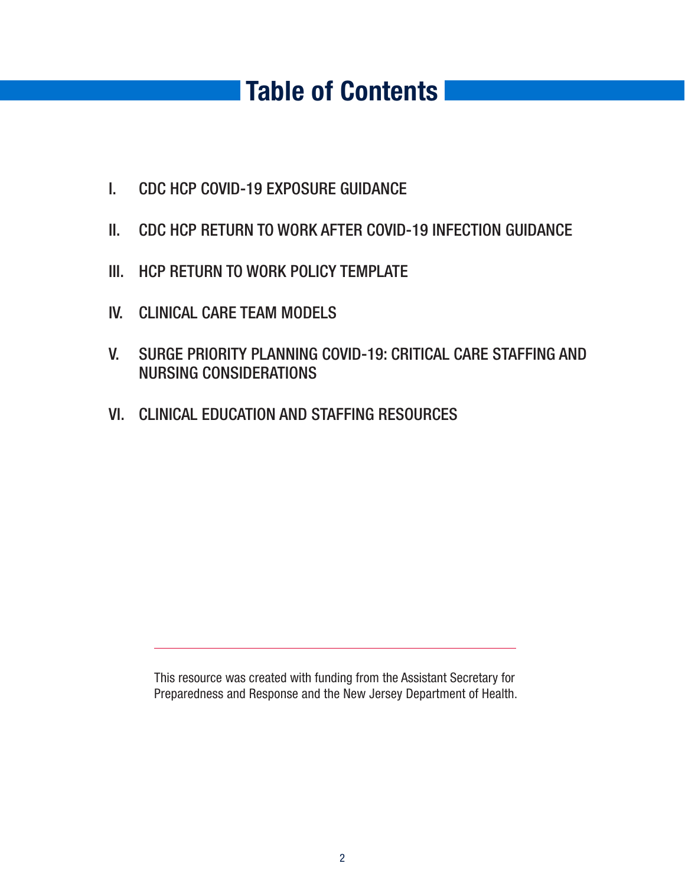# Table of Contents

I. CDC HCP COVID-19 EXPOSURE GUIDANCE

II. CDC HCP RETURN TO WORK AFTER COVID-19 INFECTION GUIDANCE

III. HCP RETURN TO WORK POLICY TEMPLATE

IV. CLINICAL CARE TEAM MODELS

V. SURGE PRIORITY PLANNING COVID-19: CRITICAL CARE STAFFING AND NURSING CONSIDERATIONS

VI. CLINICAL EDUCATION AND STAFFING RESOURCES

---

This resource was created with funding from the Assistant Secretary for Preparedness and Response and the New Jersey Department of Health.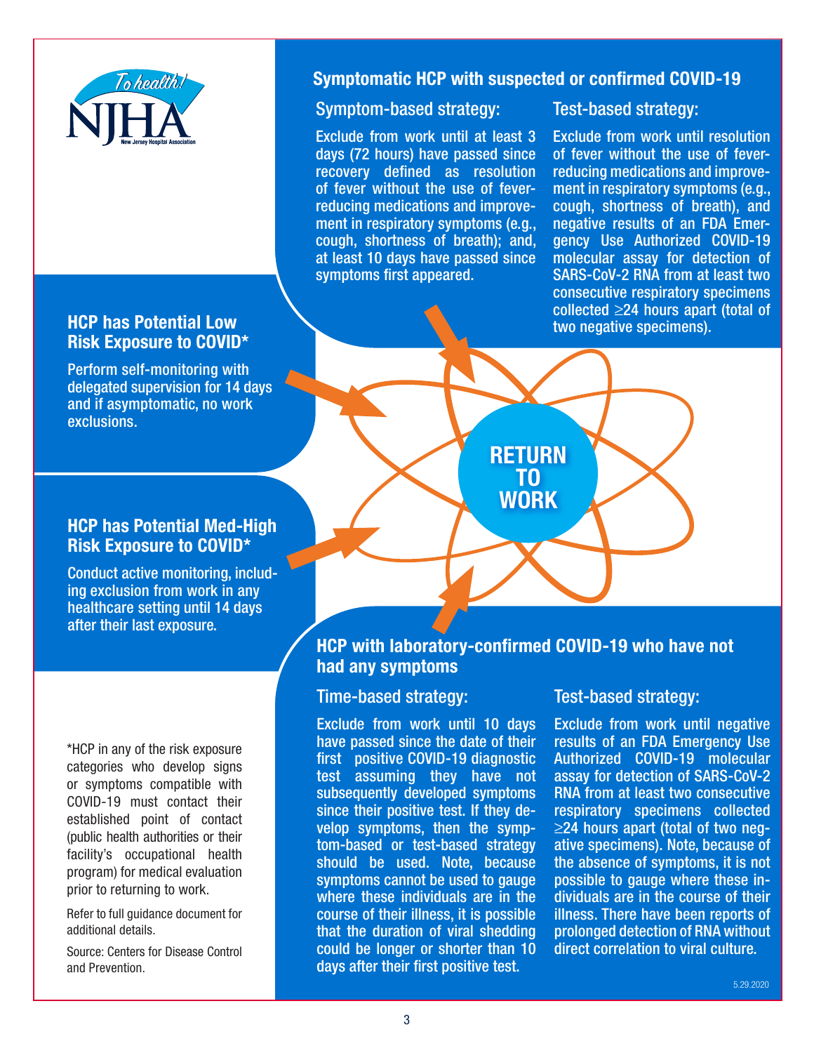## Symptomatic HCP with suspected or confirmed COVID-19

### Symptom-based strategy:

Exclude from work until at least 3 days (72 hours) have passed since recovery defined as resolution of fever without the use of fever-reducing medications and improvement in respiratory symptoms (e.g., cough, shortness of breath); and, at least 10 days have passed since symptoms first appeared.

### Test-based strategy:

Exclude from work until resolution of fever without the use of fever-reducing medications and improvement in respiratory symptoms (e.g., cough, shortness of breath), and negative results of an FDA Emergency Use Authorized COVID-19 molecular assay for detection of SARS-CoV-2 RNA from at least two consecutive respiratory specimens collected ≥24 hours apart (total of two negative specimens).

## HCP has Potential Low Risk Exposure to COVID*

Perform self-monitoring with delegated supervision for 14 days and if asymptomatic, no work exclusions.

## HCP has Potential Med-High Risk Exposure to COVID*

Conduct active monitoring, including exclusion from work in any healthcare setting until 14 days after their last exposure.

**RETURN TO WORK**

## HCP with laboratory-confirmed COVID-19 who have not had any symptoms

### Time-based strategy:

Exclude from work until 10 days have passed since the date of their first positive COVID-19 diagnostic test assuming they have not subsequently developed symptoms since their positive test. If they develop symptoms, then the symptom-based or test-based strategy should be used. Note, because symptoms cannot be used to gauge where these individuals are in the course of their illness, it is possible that the duration of viral shedding could be longer or shorter than 10 days after their first positive test.

### Test-based strategy:

Exclude from work until negative results of an FDA Emergency Use Authorized COVID-19 molecular assay for detection of SARS-CoV-2 RNA from at least two consecutive respiratory specimens collected ≥24 hours apart (total of two negative specimens). Note, because of the absence of symptoms, it is not possible to gauge where these individuals are in the course of their illness. There have been reports of prolonged detection of RNA without direct correlation to viral culture.

*HCP in any of the risk exposure categories who develop signs or symptoms compatible with COVID-19 must contact their established point of contact (public health authorities or their facility's occupational health program) for medical evaluation prior to returning to work.

Refer to full guidance document for additional details.

Source: Centers for Disease Control and Prevention.

5.29.2020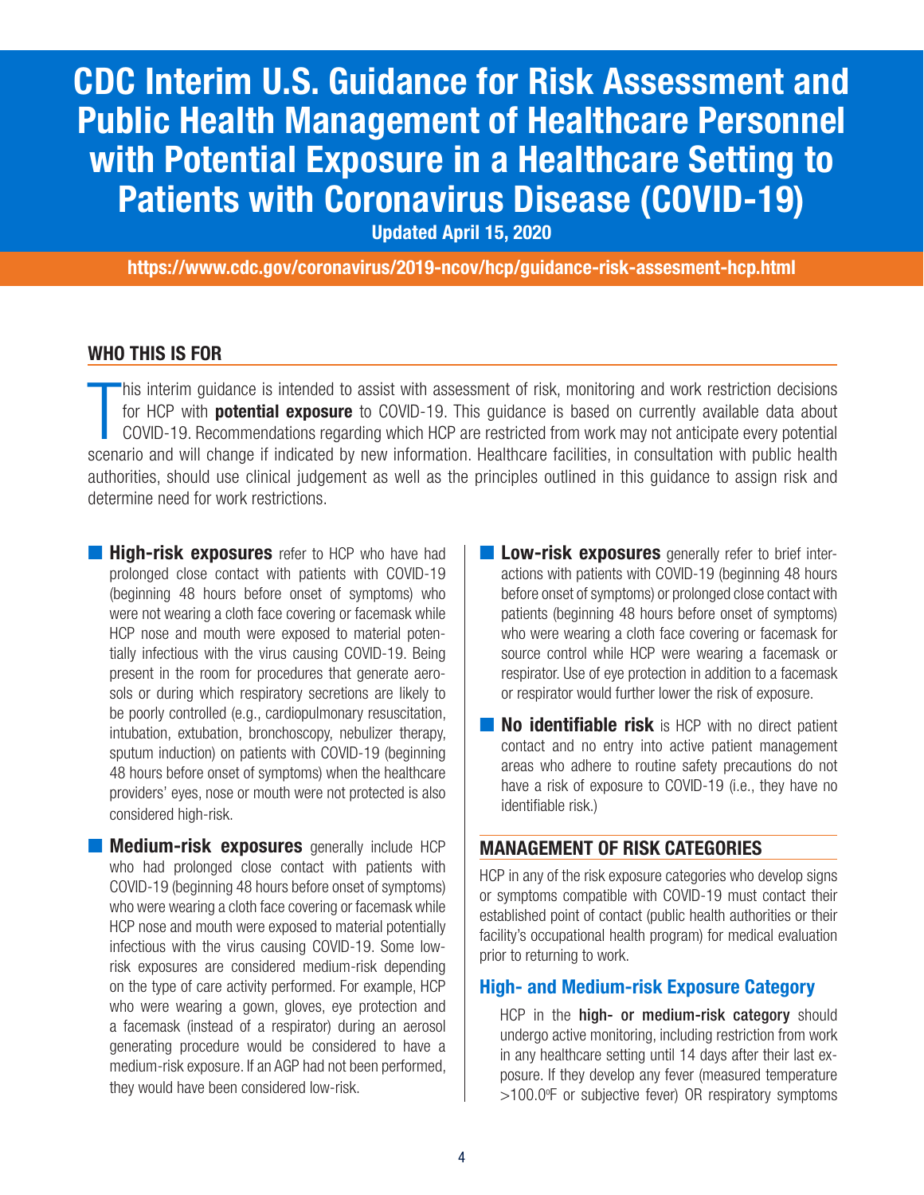# CDC Interim U.S. Guidance for Risk Assessment and Public Health Management of Healthcare Personnel with Potential Exposure in a Healthcare Setting to Patients with Coronavirus Disease (COVID-19)

**Updated April 15, 2020**

**https://www.cdc.gov/coronavirus/2019-ncov/hcp/guidance-risk-assesment-hcp.html**

## WHO THIS IS FOR

This interim guidance is intended to assist with assessment of risk, monitoring and work restriction decisions for HCP with **potential exposure** to COVID-19. This guidance is based on currently available data about COVID-19. Recommendations regarding which HCP are restricted from work may not anticipate every potential scenario and will change if indicated by new information. Healthcare facilities, in consultation with public health authorities, should use clinical judgement as well as the principles outlined in this guidance to assign risk and determine need for work restrictions.

- **High-risk exposures** refer to HCP who have had prolonged close contact with patients with COVID-19 (beginning 48 hours before onset of symptoms) who were not wearing a cloth face covering or facemask while HCP nose and mouth were exposed to material potentially infectious with the virus causing COVID-19. Being present in the room for procedures that generate aerosols or during which respiratory secretions are likely to be poorly controlled (e.g., cardiopulmonary resuscitation, intubation, extubation, bronchoscopy, nebulizer therapy, sputum induction) on patients with COVID-19 (beginning 48 hours before onset of symptoms) when the healthcare providers' eyes, nose or mouth were not protected is also considered high-risk.

- **Medium-risk exposures** generally include HCP who had prolonged close contact with patients with COVID-19 (beginning 48 hours before onset of symptoms) who were wearing a cloth face covering or facemask while HCP nose and mouth were exposed to material potentially infectious with the virus causing COVID-19. Some low-risk exposures are considered medium-risk depending on the type of care activity performed. For example, HCP who were wearing a gown, gloves, eye protection and a facemask (instead of a respirator) during an aerosol generating procedure would be considered to have a medium-risk exposure. If an AGP had not been performed, they would have been considered low-risk.

- **Low-risk exposures** generally refer to brief interactions with patients with COVID-19 (beginning 48 hours before onset of symptoms) or prolonged close contact with patients (beginning 48 hours before onset of symptoms) who were wearing a cloth face covering or facemask for source control while HCP were wearing a facemask or respirator. Use of eye protection in addition to a facemask or respirator would further lower the risk of exposure.

- **No identifiable risk** is HCP with no direct patient contact and no entry into active patient management areas who adhere to routine safety precautions do not have a risk of exposure to COVID-19 (i.e., they have no identifiable risk.)

## MANAGEMENT OF RISK CATEGORIES

HCP in any of the risk exposure categories who develop signs or symptoms compatible with COVID-19 must contact their established point of contact (public health authorities or their facility's occupational health program) for medical evaluation prior to returning to work.

### High- and Medium-risk Exposure Category

HCP in the **high- or medium-risk category** should undergo active monitoring, including restriction from work in any healthcare setting until 14 days after their last exposure. If they develop any fever (measured temperature >100.0°F or subjective fever) OR respiratory symptoms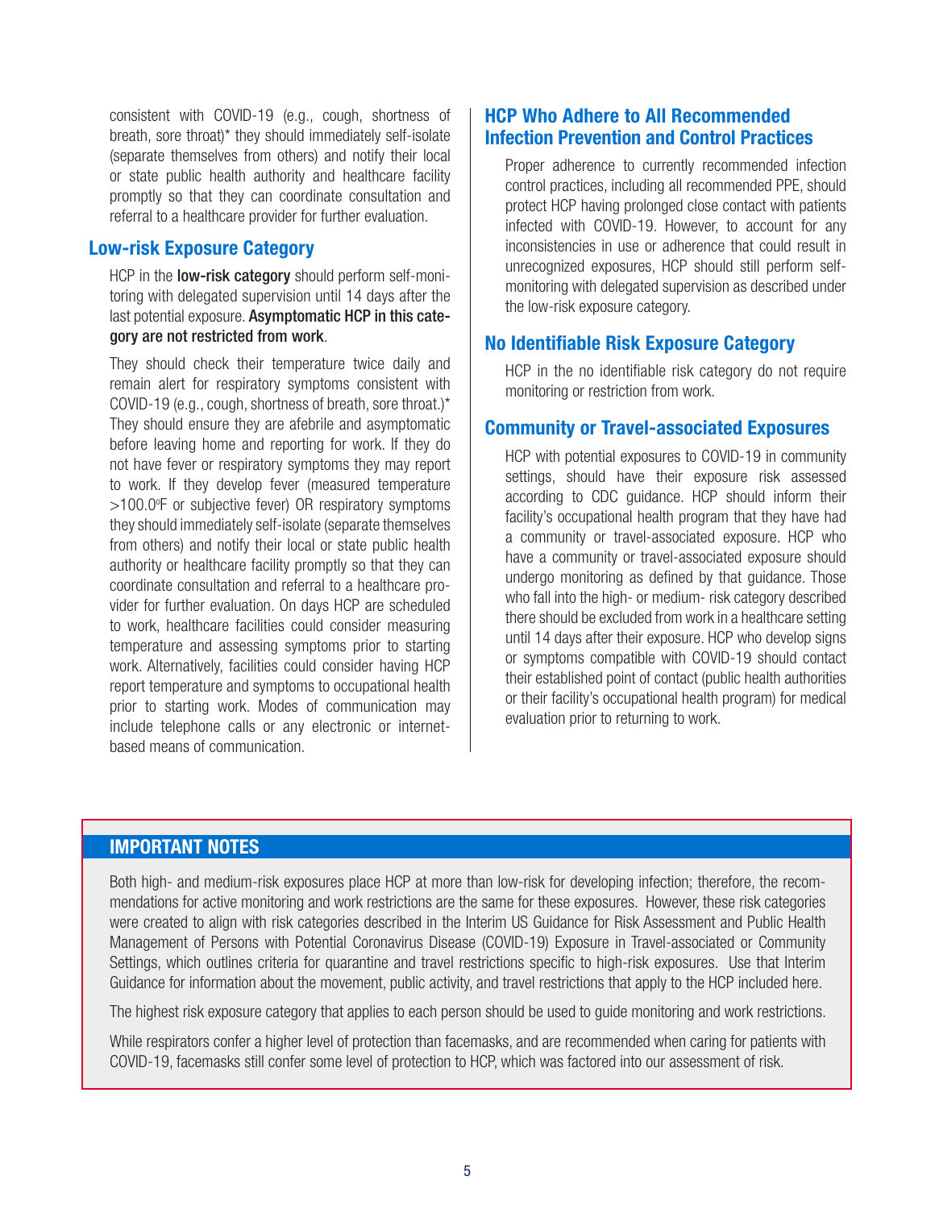consistent with COVID-19 (e.g., cough, shortness of breath, sore throat)* they should immediately self-isolate (separate themselves from others) and notify their local or state public health authority and healthcare facility promptly so that they can coordinate consultation and referral to a healthcare provider for further evaluation.

## Low-risk Exposure Category

HCP in the **low-risk category** should perform self-monitoring with delegated supervision until 14 days after the last potential exposure. **Asymptomatic HCP in this category are not restricted from work**.

They should check their temperature twice daily and remain alert for respiratory symptoms consistent with COVID-19 (e.g., cough, shortness of breath, sore throat.)* They should ensure they are afebrile and asymptomatic before leaving home and reporting for work. If they do not have fever or respiratory symptoms they may report to work. If they develop fever (measured temperature >100.0°F or subjective fever) OR respiratory symptoms they should immediately self-isolate (separate themselves from others) and notify their local or state public health authority or healthcare facility promptly so that they can coordinate consultation and referral to a healthcare provider for further evaluation. On days HCP are scheduled to work, healthcare facilities could consider measuring temperature and assessing symptoms prior to starting work. Alternatively, facilities could consider having HCP report temperature and symptoms to occupational health prior to starting work. Modes of communication may include telephone calls or any electronic or internet-based means of communication.

## HCP Who Adhere to All Recommended Infection Prevention and Control Practices

Proper adherence to currently recommended infection control practices, including all recommended PPE, should protect HCP having prolonged close contact with patients infected with COVID-19. However, to account for any inconsistencies in use or adherence that could result in unrecognized exposures, HCP should still perform self-monitoring with delegated supervision as described under the low-risk exposure category.

## No Identifiable Risk Exposure Category

HCP in the no identifiable risk category do not require monitoring or restriction from work.

## Community or Travel-associated Exposures

HCP with potential exposures to COVID-19 in community settings, should have their exposure risk assessed according to CDC guidance. HCP should inform their facility's occupational health program that they have had a community or travel-associated exposure. HCP who have a community or travel-associated exposure should undergo monitoring as defined by that guidance. Those who fall into the high- or medium- risk category described there should be excluded from work in a healthcare setting until 14 days after their exposure. HCP who develop signs or symptoms compatible with COVID-19 should contact their established point of contact (public health authorities or their facility's occupational health program) for medical evaluation prior to returning to work.

## IMPORTANT NOTES

Both high- and medium-risk exposures place HCP at more than low-risk for developing infection; therefore, the recommendations for active monitoring and work restrictions are the same for these exposures. However, these risk categories were created to align with risk categories described in the Interim US Guidance for Risk Assessment and Public Health Management of Persons with Potential Coronavirus Disease (COVID-19) Exposure in Travel-associated or Community Settings, which outlines criteria for quarantine and travel restrictions specific to high-risk exposures. Use that Interim Guidance for information about the movement, public activity, and travel restrictions that apply to the HCP included here.

The highest risk exposure category that applies to each person should be used to guide monitoring and work restrictions.

While respirators confer a higher level of protection than facemasks, and are recommended when caring for patients with COVID-19, facemasks still confer some level of protection to HCP, which was factored into our assessment of risk.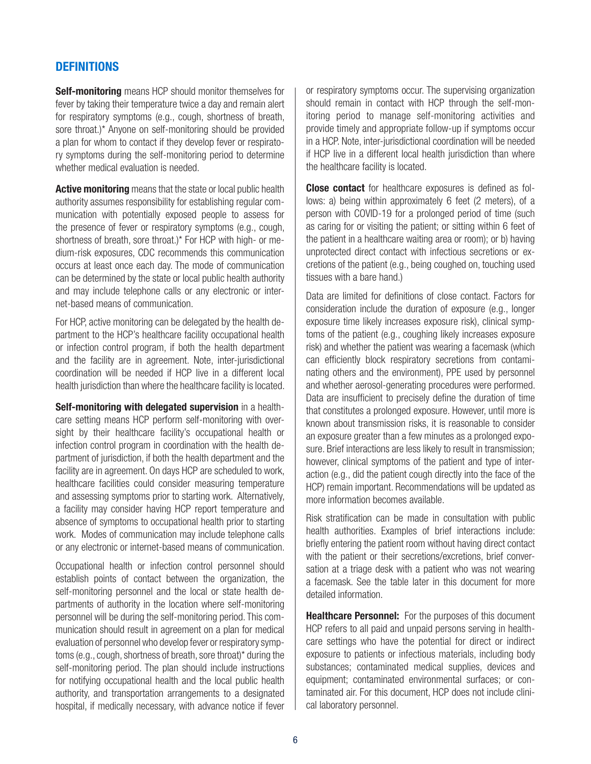## DEFINITIONS

**Self-monitoring** means HCP should monitor themselves for fever by taking their temperature twice a day and remain alert for respiratory symptoms (e.g., cough, shortness of breath, sore throat.)* Anyone on self-monitoring should be provided a plan for whom to contact if they develop fever or respiratory symptoms during the self-monitoring period to determine whether medical evaluation is needed.

**Active monitoring** means that the state or local public health authority assumes responsibility for establishing regular communication with potentially exposed people to assess for the presence of fever or respiratory symptoms (e.g., cough, shortness of breath, sore throat.)* For HCP with high- or medium-risk exposures, CDC recommends this communication occurs at least once each day. The mode of communication can be determined by the state or local public health authority and may include telephone calls or any electronic or internet-based means of communication.

For HCP, active monitoring can be delegated by the health department to the HCP's healthcare facility occupational health or infection control program, if both the health department and the facility are in agreement. Note, inter-jurisdictional coordination will be needed if HCP live in a different local health jurisdiction than where the healthcare facility is located.

**Self-monitoring with delegated supervision** in a healthcare setting means HCP perform self-monitoring with oversight by their healthcare facility's occupational health or infection control program in coordination with the health department of jurisdiction, if both the health department and the facility are in agreement. On days HCP are scheduled to work, healthcare facilities could consider measuring temperature and assessing symptoms prior to starting work. Alternatively, a facility may consider having HCP report temperature and absence of symptoms to occupational health prior to starting work. Modes of communication may include telephone calls or any electronic or internet-based means of communication.

Occupational health or infection control personnel should establish points of contact between the organization, the self-monitoring personnel and the local or state health departments of authority in the location where self-monitoring personnel will be during the self-monitoring period. This communication should result in agreement on a plan for medical evaluation of personnel who develop fever or respiratory symptoms (e.g., cough, shortness of breath, sore throat)* during the self-monitoring period. The plan should include instructions for notifying occupational health and the local public health authority, and transportation arrangements to a designated hospital, if medically necessary, with advance notice if fever or respiratory symptoms occur. The supervising organization should remain in contact with HCP through the self-monitoring period to manage self-monitoring activities and provide timely and appropriate follow-up if symptoms occur in a HCP. Note, inter-jurisdictional coordination will be needed if HCP live in a different local health jurisdiction than where the healthcare facility is located.

**Close contact** for healthcare exposures is defined as follows: a) being within approximately 6 feet (2 meters), of a person with COVID-19 for a prolonged period of time (such as caring for or visiting the patient; or sitting within 6 feet of the patient in a healthcare waiting area or room); or b) having unprotected direct contact with infectious secretions or excretions of the patient (e.g., being coughed on, touching used tissues with a bare hand.)

Data are limited for definitions of close contact. Factors for consideration include the duration of exposure (e.g., longer exposure time likely increases exposure risk), clinical symptoms of the patient (e.g., coughing likely increases exposure risk) and whether the patient was wearing a facemask (which can efficiently block respiratory secretions from contaminating others and the environment), PPE used by personnel and whether aerosol-generating procedures were performed. Data are insufficient to precisely define the duration of time that constitutes a prolonged exposure. However, until more is known about transmission risks, it is reasonable to consider an exposure greater than a few minutes as a prolonged exposure. Brief interactions are less likely to result in transmission; however, clinical symptoms of the patient and type of interaction (e.g., did the patient cough directly into the face of the HCP) remain important. Recommendations will be updated as more information becomes available.

Risk stratification can be made in consultation with public health authorities. Examples of brief interactions include: briefly entering the patient room without having direct contact with the patient or their secretions/excretions, brief conversation at a triage desk with a patient who was not wearing a facemask. See the table later in this document for more detailed information.

**Healthcare Personnel:** For the purposes of this document HCP refers to all paid and unpaid persons serving in healthcare settings who have the potential for direct or indirect exposure to patients or infectious materials, including body substances; contaminated medical supplies, devices and equipment; contaminated environmental surfaces; or contaminated air. For this document, HCP does not include clinical laboratory personnel.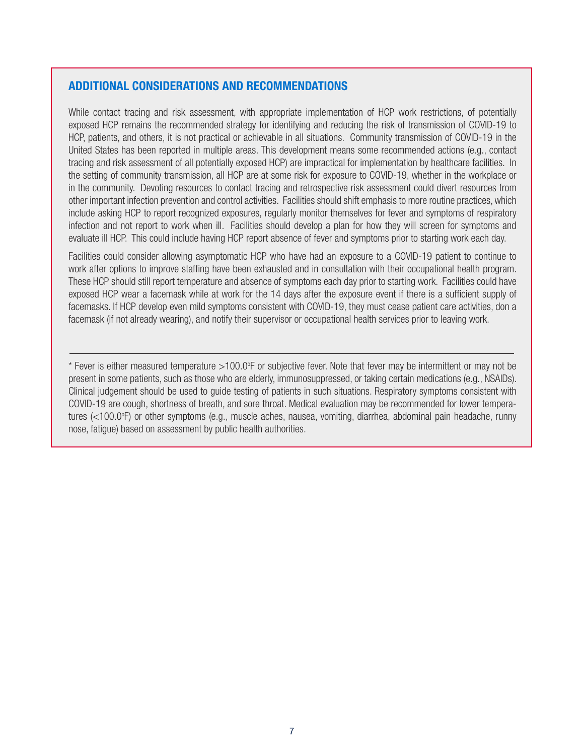## ADDITIONAL CONSIDERATIONS AND RECOMMENDATIONS

While contact tracing and risk assessment, with appropriate implementation of HCP work restrictions, of potentially exposed HCP remains the recommended strategy for identifying and reducing the risk of transmission of COVID-19 to HCP, patients, and others, it is not practical or achievable in all situations. Community transmission of COVID-19 in the United States has been reported in multiple areas. This development means some recommended actions (e.g., contact tracing and risk assessment of all potentially exposed HCP) are impractical for implementation by healthcare facilities. In the setting of community transmission, all HCP are at some risk for exposure to COVID-19, whether in the workplace or in the community. Devoting resources to contact tracing and retrospective risk assessment could divert resources from other important infection prevention and control activities. Facilities should shift emphasis to more routine practices, which include asking HCP to report recognized exposures, regularly monitor themselves for fever and symptoms of respiratory infection and not report to work when ill. Facilities should develop a plan for how they will screen for symptoms and evaluate ill HCP. This could include having HCP report absence of fever and symptoms prior to starting work each day.

Facilities could consider allowing asymptomatic HCP who have had an exposure to a COVID-19 patient to continue to work after options to improve staffing have been exhausted and in consultation with their occupational health program. These HCP should still report temperature and absence of symptoms each day prior to starting work. Facilities could have exposed HCP wear a facemask while at work for the 14 days after the exposure event if there is a sufficient supply of facemasks. If HCP develop even mild symptoms consistent with COVID-19, they must cease patient care activities, don a facemask (if not already wearing), and notify their supervisor or occupational health services prior to leaving work.

---

* Fever is either measured temperature >100.0°F or subjective fever. Note that fever may be intermittent or may not be present in some patients, such as those who are elderly, immunosuppressed, or taking certain medications (e.g., NSAIDs). Clinical judgement should be used to guide testing of patients in such situations. Respiratory symptoms consistent with COVID-19 are cough, shortness of breath, and sore throat. Medical evaluation may be recommended for lower temperatures (<100.0°F) or other symptoms (e.g., muscle aches, nausea, vomiting, diarrhea, abdominal pain headache, runny nose, fatigue) based on assessment by public health authorities.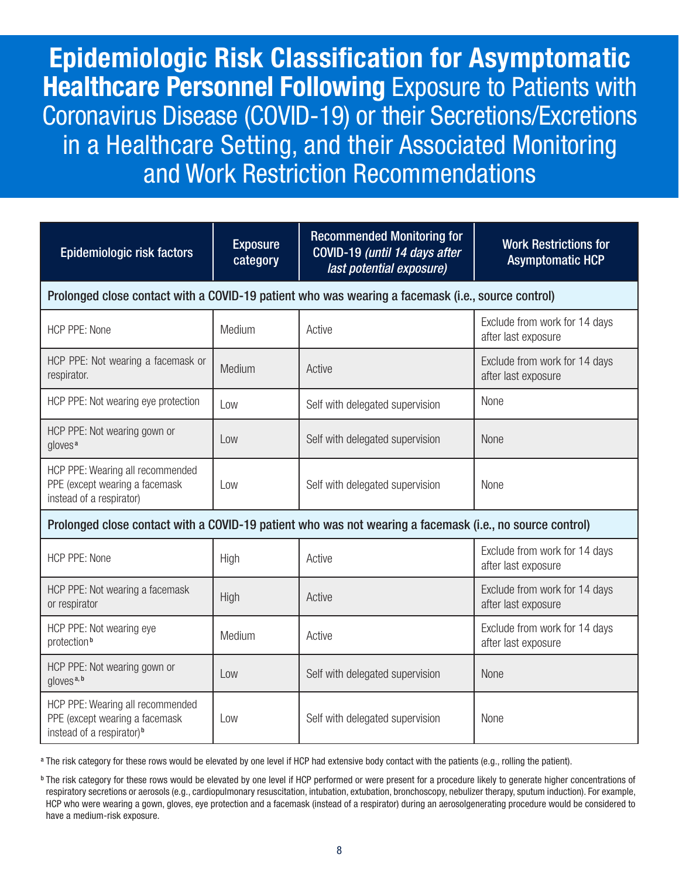# **Epidemiologic Risk Classification for Asymptomatic Healthcare Personnel Following** Exposure to Patients with Coronavirus Disease (COVID-19) or their Secretions/Excretions in a Healthcare Setting, and their Associated Monitoring and Work Restriction Recommendations

| Epidemiologic risk factors | Exposure category | Recommended Monitoring for COVID-19 *(until 14 days after last potential exposure)* | Work Restrictions for Asymptomatic HCP |
|---|---|---|---|
| **Prolonged close contact with a COVID-19 patient who was wearing a facemask (i.e., source control)** | | | |
| HCP PPE: None | Medium | Active | Exclude from work for 14 days after last exposure |
| HCP PPE: Not wearing a facemask or respirator. | Medium | Active | Exclude from work for 14 days after last exposure |
| HCP PPE: Not wearing eye protection | Low | Self with delegated supervision | None |
| HCP PPE: Not wearing gown or gloves[a] | Low | Self with delegated supervision | None |
| HCP PPE: Wearing all recommended PPE (except wearing a facemask instead of a respirator) | Low | Self with delegated supervision | None |
| **Prolonged close contact with a COVID-19 patient who was not wearing a facemask (i.e., no source control)** | | | |
| HCP PPE: None | High | Active | Exclude from work for 14 days after last exposure |
| HCP PPE: Not wearing a facemask or respirator | High | Active | Exclude from work for 14 days after last exposure |
| HCP PPE: Not wearing eye protection[b] | Medium | Active | Exclude from work for 14 days after last exposure |
| HCP PPE: Not wearing gown or gloves[a, b] | Low | Self with delegated supervision | None |
| HCP PPE: Wearing all recommended PPE (except wearing a facemask instead of a respirator)[b] | Low | Self with delegated supervision | None |

[a] The risk category for these rows would be elevated by one level if HCP had extensive body contact with the patients (e.g., rolling the patient).

[b] The risk category for these rows would be elevated by one level if HCP performed or were present for a procedure likely to generate higher concentrations of respiratory secretions or aerosols (e.g., cardiopulmonary resuscitation, intubation, extubation, bronchoscopy, nebulizer therapy, sputum induction). For example, HCP who were wearing a gown, gloves, eye protection and a facemask (instead of a respirator) during an aerosolgenerating procedure would be considered to have a medium-risk exposure.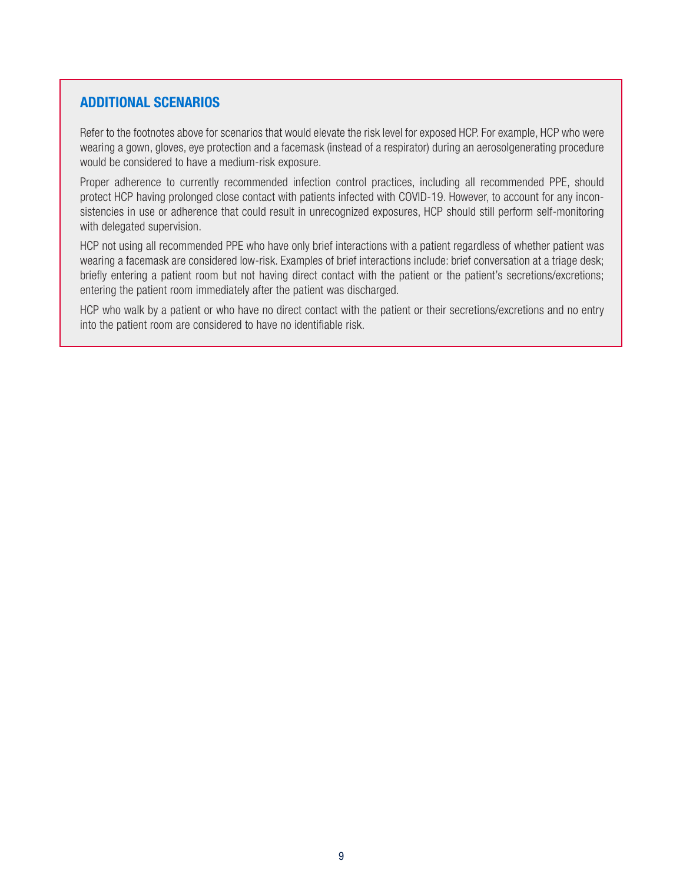## ADDITIONAL SCENARIOS

Refer to the footnotes above for scenarios that would elevate the risk level for exposed HCP. For example, HCP who were wearing a gown, gloves, eye protection and a facemask (instead of a respirator) during an aerosolgenerating procedure would be considered to have a medium-risk exposure.

Proper adherence to currently recommended infection control practices, including all recommended PPE, should protect HCP having prolonged close contact with patients infected with COVID-19. However, to account for any inconsistencies in use or adherence that could result in unrecognized exposures, HCP should still perform self-monitoring with delegated supervision.

HCP not using all recommended PPE who have only brief interactions with a patient regardless of whether patient was wearing a facemask are considered low-risk. Examples of brief interactions include: brief conversation at a triage desk; briefly entering a patient room but not having direct contact with the patient or the patient's secretions/excretions; entering the patient room immediately after the patient was discharged.

HCP who walk by a patient or who have no direct contact with the patient or their secretions/excretions and no entry into the patient room are considered to have no identifiable risk.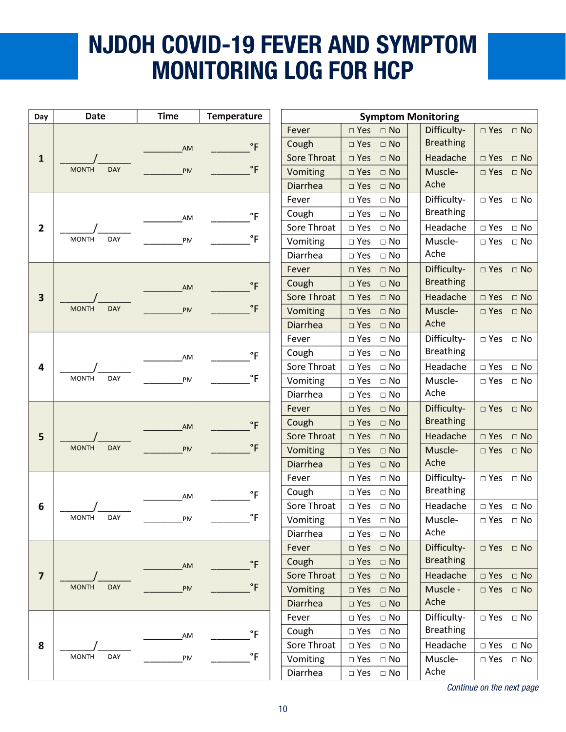# NJDOH COVID-19 FEVER AND SYMPTOM MONITORING LOG FOR HCP

| Day | Date | Time | Temperature |
|---|---|---|---|
| 1 | ______/______ MONTH DAY | ________AM<br>________PM | ________°F<br>________°F |
| 2 | ______/______ MONTH DAY | ________AM<br>________PM | ________°F<br>________°F |
| 3 | ______/______ MONTH DAY | ________AM<br>________PM | ________°F<br>________°F |
| 4 | ______/______ MONTH DAY | ________AM<br>________PM | ________°F<br>________°F |
| 5 | ______/______ MONTH DAY | ________AM<br>________PM | ________°F<br>________°F |
| 6 | ______/______ MONTH DAY | ________AM<br>________PM | ________°F<br>________°F |
| 7 | ______/______ MONTH DAY | ________AM<br>________PM | ________°F<br>________°F |
| 8 | ______/______ MONTH DAY | ________AM<br>________PM | ________°F<br>________°F |

| Symptom Monitoring | | | |
|---|---|---|---|
| **Day 1** | | | |
| Fever | □ Yes □ No | Difficulty-Breathing | □ Yes □ No |
| Cough | □ Yes □ No | | |
| Sore Throat | □ Yes □ No | Headache | □ Yes □ No |
| Vomiting | □ Yes □ No | Muscle-Ache | □ Yes □ No |
| Diarrhea | □ Yes □ No | | |
| **Day 2** | | | |
| Fever | □ Yes □ No | Difficulty-Breathing | □ Yes □ No |
| Cough | □ Yes □ No | | |
| Sore Throat | □ Yes □ No | Headache | □ Yes □ No |
| Vomiting | □ Yes □ No | Muscle-Ache | □ Yes □ No |
| Diarrhea | □ Yes □ No | | |
| **Day 3** | | | |
| Fever | □ Yes □ No | Difficulty-Breathing | □ Yes □ No |
| Cough | □ Yes □ No | | |
| Sore Throat | □ Yes □ No | Headache | □ Yes □ No |
| Vomiting | □ Yes □ No | Muscle-Ache | □ Yes □ No |
| Diarrhea | □ Yes □ No | | |
| **Day 4** | | | |
| Fever | □ Yes □ No | Difficulty-Breathing | □ Yes □ No |
| Cough | □ Yes □ No | | |
| Sore Throat | □ Yes □ No | Headache | □ Yes □ No |
| Vomiting | □ Yes □ No | Muscle-Ache | □ Yes □ No |
| Diarrhea | □ Yes □ No | | |
| **Day 5** | | | |
| Fever | □ Yes □ No | Difficulty-Breathing | □ Yes □ No |
| Cough | □ Yes □ No | | |
| Sore Throat | □ Yes □ No | Headache | □ Yes □ No |
| Vomiting | □ Yes □ No | Muscle-Ache | □ Yes □ No |
| Diarrhea | □ Yes □ No | | |
| **Day 6** | | | |
| Fever | □ Yes □ No | Difficulty-Breathing | □ Yes □ No |
| Cough | □ Yes □ No | | |
| Sore Throat | □ Yes □ No | Headache | □ Yes □ No |
| Vomiting | □ Yes □ No | Muscle-Ache | □ Yes □ No |
| Diarrhea | □ Yes □ No | | |
| **Day 7** | | | |
| Fever | □ Yes □ No | Difficulty-Breathing | □ Yes □ No |
| Cough | □ Yes □ No | | |
| Sore Throat | □ Yes □ No | Headache | □ Yes □ No |
| Vomiting | □ Yes □ No | Muscle - Ache | □ Yes □ No |
| Diarrhea | □ Yes □ No | | |
| **Day 8** | | | |
| Fever | □ Yes □ No | Difficulty-Breathing | □ Yes □ No |
| Cough | □ Yes □ No | | |
| Sore Throat | □ Yes □ No | Headache | □ Yes □ No |
| Vomiting | □ Yes □ No | Muscle-Ache | □ Yes □ No |
| Diarrhea | □ Yes □ No | | |

*Continue on the next page*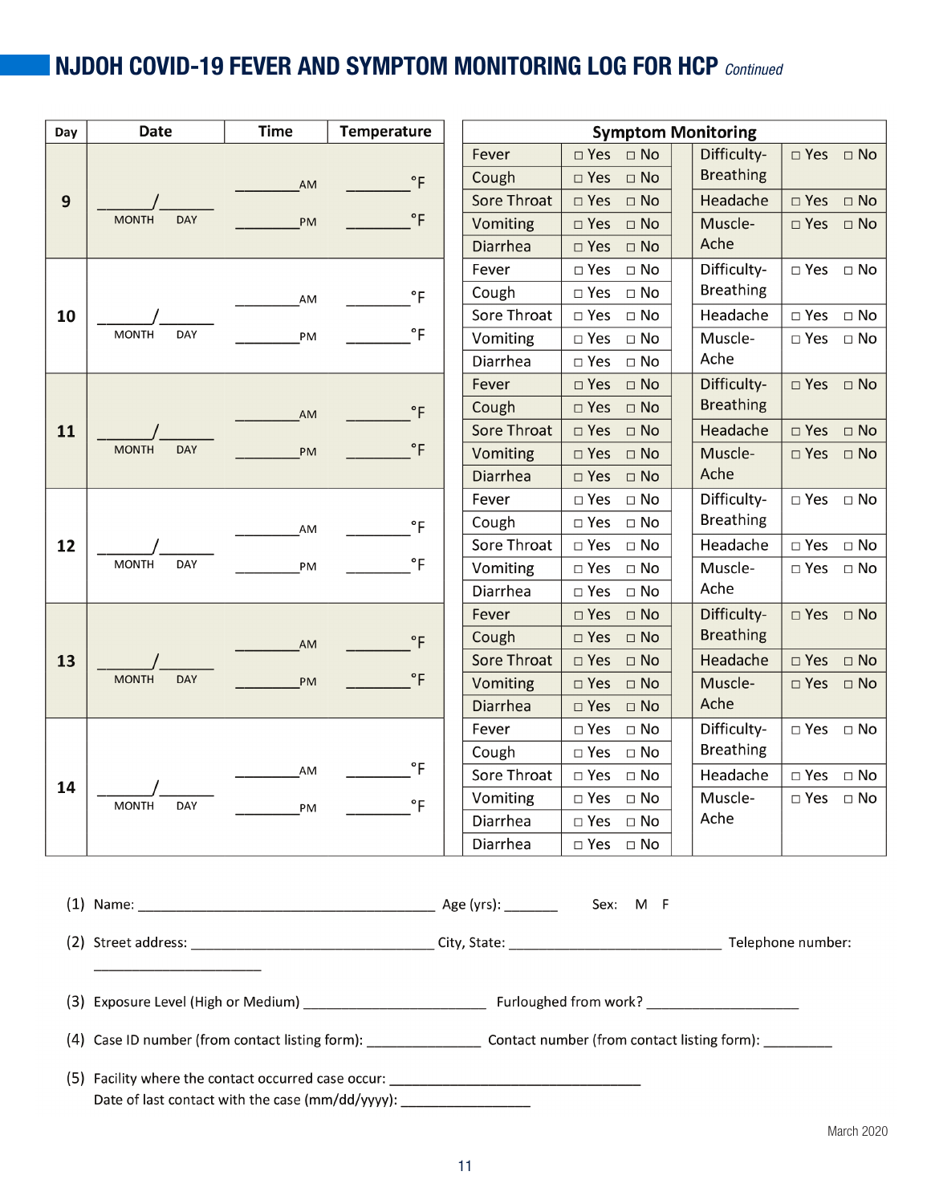# NJDOH COVID-19 FEVER AND SYMPTOM MONITORING LOG FOR HCP *Continued*

| Day | Date | Time | Temperature | Symptom Monitoring | | | |
|---|---|---|---|---|---|---|---|
| 9 | ______/______ MONTH DAY | ________AM | ________°F | Fever | □ Yes □ No | Difficulty-Breathing | □ Yes □ No |
| | | ________PM | ________°F | Cough | □ Yes □ No | | |
| | | | | Sore Throat | □ Yes □ No | Headache | □ Yes □ No |
| | | | | Vomiting | □ Yes □ No | Muscle-Ache | □ Yes □ No |
| | | | | Diarrhea | □ Yes □ No | | |
| 10 | ______/______ MONTH DAY | ________AM | ________°F | Fever | □ Yes □ No | Difficulty-Breathing | □ Yes □ No |
| | | ________PM | ________°F | Cough | □ Yes □ No | | |
| | | | | Sore Throat | □ Yes □ No | Headache | □ Yes □ No |
| | | | | Vomiting | □ Yes □ No | Muscle-Ache | □ Yes □ No |
| | | | | Diarrhea | □ Yes □ No | | |
| 11 | ______/______ MONTH DAY | ________AM | ________°F | Fever | □ Yes □ No | Difficulty-Breathing | □ Yes □ No |
| | | ________PM | ________°F | Cough | □ Yes □ No | | |
| | | | | Sore Throat | □ Yes □ No | Headache | □ Yes □ No |
| | | | | Vomiting | □ Yes □ No | Muscle-Ache | □ Yes □ No |
| | | | | Diarrhea | □ Yes □ No | | |
| 12 | ______/______ MONTH DAY | ________AM | ________°F | Fever | □ Yes □ No | Difficulty-Breathing | □ Yes □ No |
| | | ________PM | ________°F | Cough | □ Yes □ No | | |
| | | | | Sore Throat | □ Yes □ No | Headache | □ Yes □ No |
| | | | | Vomiting | □ Yes □ No | Muscle-Ache | □ Yes □ No |
| | | | | Diarrhea | □ Yes □ No | | |
| 13 | ______/______ MONTH DAY | ________AM | ________°F | Fever | □ Yes □ No | Difficulty-Breathing | □ Yes □ No |
| | | ________PM | ________°F | Cough | □ Yes □ No | | |
| | | | | Sore Throat | □ Yes □ No | Headache | □ Yes □ No |
| | | | | Vomiting | □ Yes □ No | Muscle-Ache | □ Yes □ No |
| | | | | Diarrhea | □ Yes □ No | | |
| 14 | ______/______ MONTH DAY | ________AM | ________°F | Fever | □ Yes □ No | Difficulty-Breathing | □ Yes □ No |
| | | ________PM | ________°F | Cough | □ Yes □ No | | |
| | | | | Sore Throat | □ Yes □ No | Headache | □ Yes □ No |
| | | | | Vomiting | □ Yes □ No | Muscle-Ache | □ Yes □ No |
| | | | | Diarrhea | □ Yes □ No | | |
| | | | | Diarrhea | □ Yes □ No | | |

(1) Name: ______________________________________ Age (yrs): _______ Sex: M F

(2) Street address: _______________________________ City, State: ___________________________ Telephone number: ______________________

(3) Exposure Level (High or Medium) _______________________ Furloughed from work? ___________________

(4) Case ID number (from contact listing form): ______________ Contact number (from contact listing form): _________

(5) Facility where the contact occurred case occur: ________________________________
Date of last contact with the case (mm/dd/yyyy): ________________

March 2020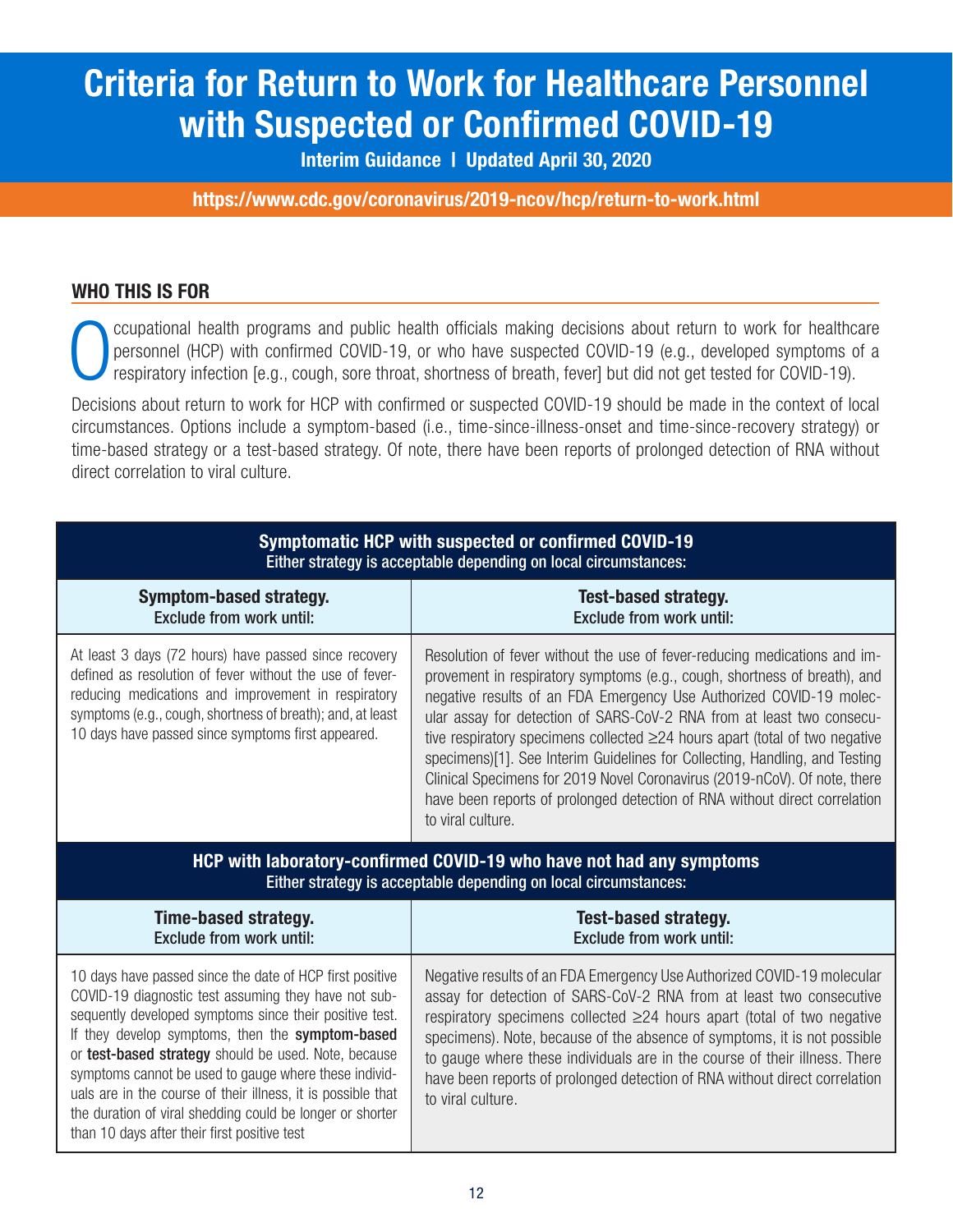# Criteria for Return to Work for Healthcare Personnel with Suspected or Confirmed COVID-19

**Interim Guidance | Updated April 30, 2020**

**https://www.cdc.gov/coronavirus/2019-ncov/hcp/return-to-work.html**

## WHO THIS IS FOR

Occupational health programs and public health officials making decisions about return to work for healthcare personnel (HCP) with confirmed COVID-19, or who have suspected COVID-19 (e.g., developed symptoms of a respiratory infection [e.g., cough, sore throat, shortness of breath, fever] but did not get tested for COVID-19).

Decisions about return to work for HCP with confirmed or suspected COVID-19 should be made in the context of local circumstances. Options include a symptom-based (i.e., time-since-illness-onset and time-since-recovery strategy) or time-based strategy or a test-based strategy. Of note, there have been reports of prolonged detection of RNA without direct correlation to viral culture.

| **Symptomatic HCP with suspected or confirmed COVID-19**<br>Either strategy is acceptable depending on local circumstances: | |
|---|---|
| **Symptom-based strategy.**<br>**Exclude from work until:** | **Test-based strategy.**<br>**Exclude from work until:** |
| At least 3 days (72 hours) have passed since recovery defined as resolution of fever without the use of fever-reducing medications and improvement in respiratory symptoms (e.g., cough, shortness of breath); and, at least 10 days have passed since symptoms first appeared. | Resolution of fever without the use of fever-reducing medications and improvement in respiratory symptoms (e.g., cough, shortness of breath), and negative results of an FDA Emergency Use Authorized COVID-19 molecular assay for detection of SARS-CoV-2 RNA from at least two consecutive respiratory specimens collected ≥24 hours apart (total of two negative specimens)[1]. See Interim Guidelines for Collecting, Handling, and Testing Clinical Specimens for 2019 Novel Coronavirus (2019-nCoV). Of note, there have been reports of prolonged detection of RNA without direct correlation to viral culture. |
| **HCP with laboratory-confirmed COVID-19 who have not had any symptoms**<br>Either strategy is acceptable depending on local circumstances: | |
| **Time-based strategy.**<br>**Exclude from work until:** | **Test-based strategy.**<br>**Exclude from work until:** |
| 10 days have passed since the date of HCP first positive COVID-19 diagnostic test assuming they have not subsequently developed symptoms since their positive test. If they develop symptoms, then the **symptom-based** or **test-based strategy** should be used. Note, because symptoms cannot be used to gauge where these individuals are in the course of their illness, it is possible that the duration of viral shedding could be longer or shorter than 10 days after their first positive test | Negative results of an FDA Emergency Use Authorized COVID-19 molecular assay for detection of SARS-CoV-2 RNA from at least two consecutive respiratory specimens collected ≥24 hours apart (total of two negative specimens). Note, because of the absence of symptoms, it is not possible to gauge where these individuals are in the course of their illness. There have been reports of prolonged detection of RNA without direct correlation to viral culture. |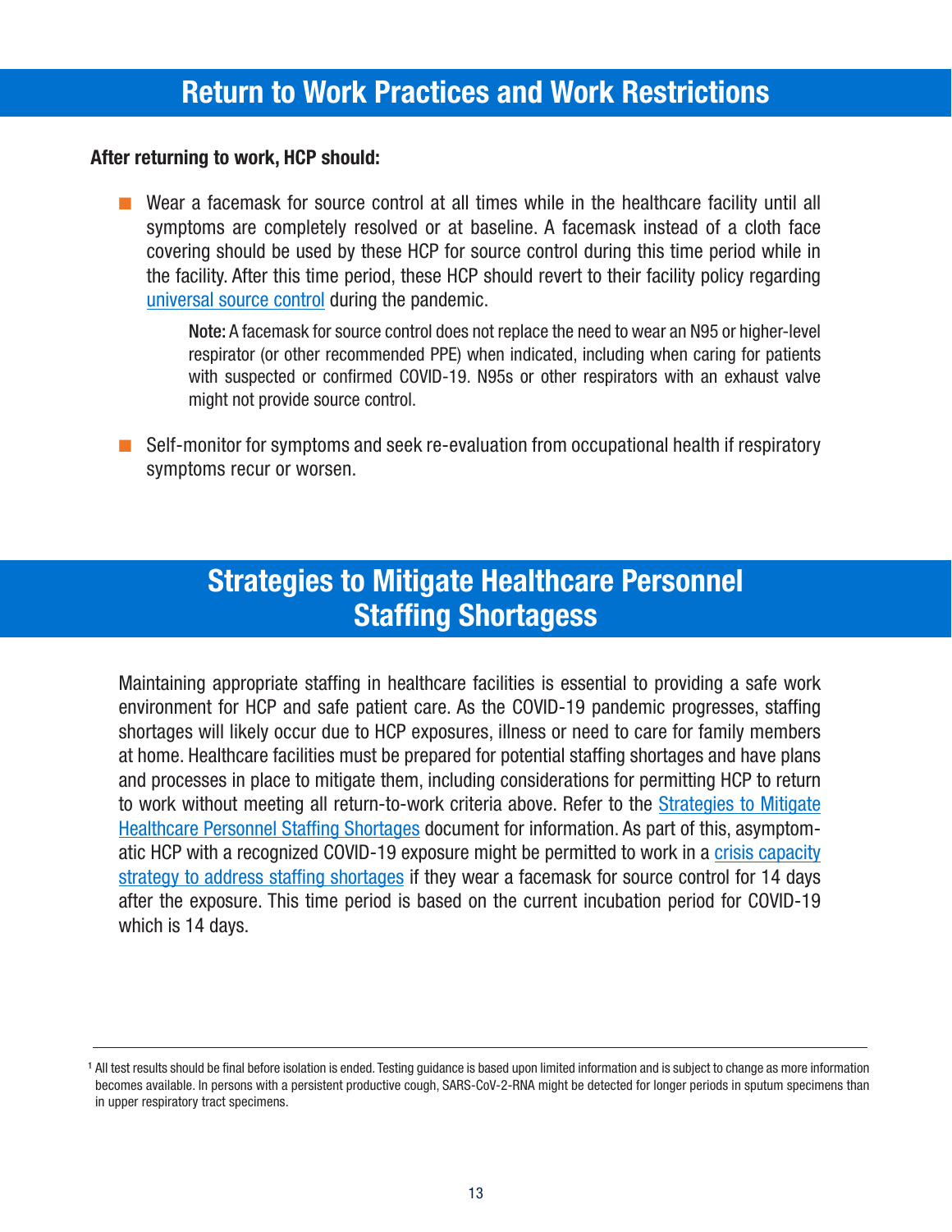## Return to Work Practices and Work Restrictions

**After returning to work, HCP should:**

- Wear a facemask for source control at all times while in the healthcare facility until all symptoms are completely resolved or at baseline. A facemask instead of a cloth face covering should be used by these HCP for source control during this time period while in the facility. After this time period, these HCP should revert to their facility policy regarding universal source control during the pandemic.

  Note: A facemask for source control does not replace the need to wear an N95 or higher-level respirator (or other recommended PPE) when indicated, including when caring for patients with suspected or confirmed COVID-19. N95s or other respirators with an exhaust valve might not provide source control.

- Self-monitor for symptoms and seek re-evaluation from occupational health if respiratory symptoms recur or worsen.

## Strategies to Mitigate Healthcare Personnel Staffing Shortagess

Maintaining appropriate staffing in healthcare facilities is essential to providing a safe work environment for HCP and safe patient care. As the COVID-19 pandemic progresses, staffing shortages will likely occur due to HCP exposures, illness or need to care for family members at home. Healthcare facilities must be prepared for potential staffing shortages and have plans and processes in place to mitigate them, including considerations for permitting HCP to return to work without meeting all return-to-work criteria above. Refer to the Strategies to Mitigate Healthcare Personnel Staffing Shortages document for information. As part of this, asymptomatic HCP with a recognized COVID-19 exposure might be permitted to work in a crisis capacity strategy to address staffing shortages if they wear a facemask for source control for 14 days after the exposure. This time period is based on the current incubation period for COVID-19 which is 14 days.

---

[1] All test results should be final before isolation is ended. Testing guidance is based upon limited information and is subject to change as more information becomes available. In persons with a persistent productive cough, SARS-CoV-2-RNA might be detected for longer periods in sputum specimens than in upper respiratory tract specimens.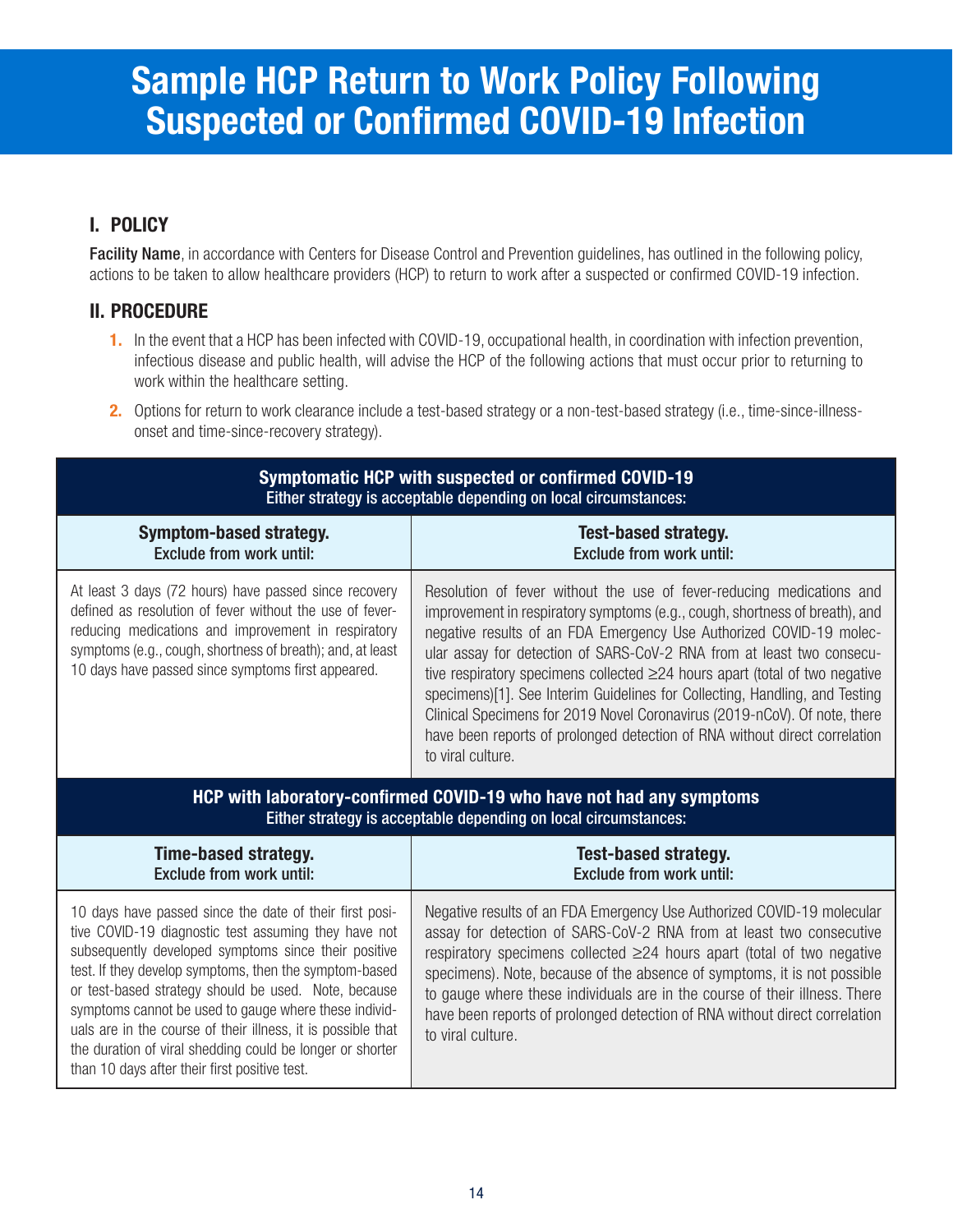# Sample HCP Return to Work Policy Following Suspected or Confirmed COVID-19 Infection

## I. POLICY

**Facility Name**, in accordance with Centers for Disease Control and Prevention guidelines, has outlined in the following policy, actions to be taken to allow healthcare providers (HCP) to return to work after a suspected or confirmed COVID-19 infection.

## II. PROCEDURE

1. In the event that a HCP has been infected with COVID-19, occupational health, in coordination with infection prevention, infectious disease and public health, will advise the HCP of the following actions that must occur prior to returning to work within the healthcare setting.
2. Options for return to work clearance include a test-based strategy or a non-test-based strategy (i.e., time-since-illness-onset and time-since-recovery strategy).

| **Symptomatic HCP with suspected or confirmed COVID-19**<br>Either strategy is acceptable depending on local circumstances: | |
|---|---|
| **Symptom-based strategy.**<br>**Exclude from work until:** | **Test-based strategy.**<br>**Exclude from work until:** |
| At least 3 days (72 hours) have passed since recovery defined as resolution of fever without the use of fever-reducing medications and improvement in respiratory symptoms (e.g., cough, shortness of breath); and, at least 10 days have passed since symptoms first appeared. | Resolution of fever without the use of fever-reducing medications and improvement in respiratory symptoms (e.g., cough, shortness of breath), and negative results of an FDA Emergency Use Authorized COVID-19 molecular assay for detection of SARS-CoV-2 RNA from at least two consecutive respiratory specimens collected ≥24 hours apart (total of two negative specimens)[1]. See Interim Guidelines for Collecting, Handling, and Testing Clinical Specimens for 2019 Novel Coronavirus (2019-nCoV). Of note, there have been reports of prolonged detection of RNA without direct correlation to viral culture. |
| **HCP with laboratory-confirmed COVID-19 who have not had any symptoms**<br>Either strategy is acceptable depending on local circumstances: | |
| **Time-based strategy.**<br>**Exclude from work until:** | **Test-based strategy.**<br>**Exclude from work until:** |
| 10 days have passed since the date of their first positive COVID-19 diagnostic test assuming they have not subsequently developed symptoms since their positive test. If they develop symptoms, then the symptom-based or test-based strategy should be used. Note, because symptoms cannot be used to gauge where these individuals are in the course of their illness, it is possible that the duration of viral shedding could be longer or shorter than 10 days after their first positive test. | Negative results of an FDA Emergency Use Authorized COVID-19 molecular assay for detection of SARS-CoV-2 RNA from at least two consecutive respiratory specimens collected ≥24 hours apart (total of two negative specimens). Note, because of the absence of symptoms, it is not possible to gauge where these individuals are in the course of their illness. There have been reports of prolonged detection of RNA without direct correlation to viral culture. |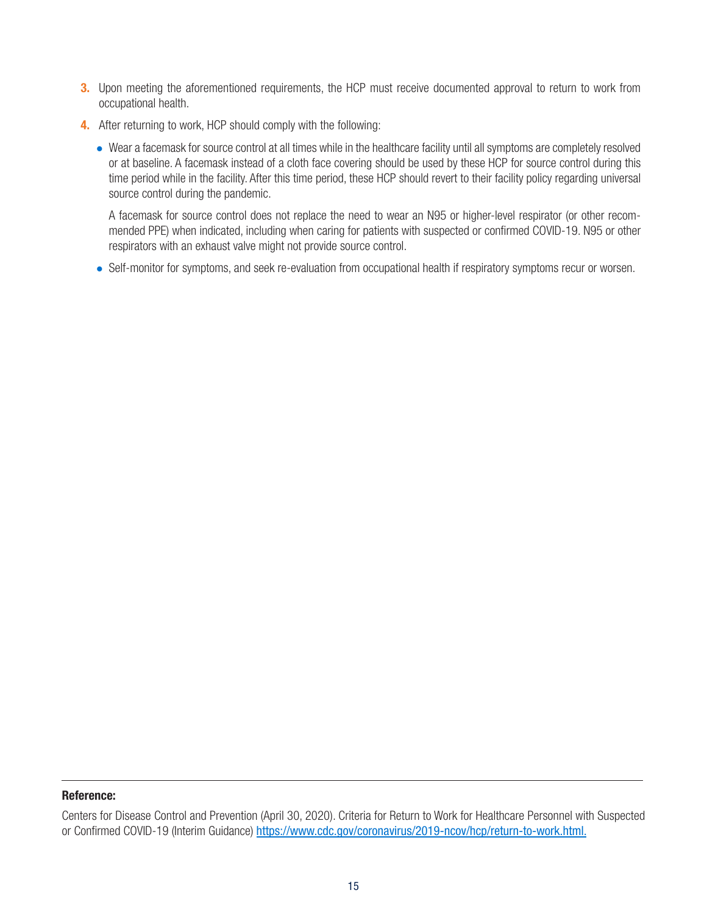3. Upon meeting the aforementioned requirements, the HCP must receive documented approval to return to work from occupational health.
4. After returning to work, HCP should comply with the following:
   - Wear a facemask for source control at all times while in the healthcare facility until all symptoms are completely resolved or at baseline. A facemask instead of a cloth face covering should be used by these HCP for source control during this time period while in the facility. After this time period, these HCP should revert to their facility policy regarding universal source control during the pandemic.

     A facemask for source control does not replace the need to wear an N95 or higher-level respirator (or other recommended PPE) when indicated, including when caring for patients with suspected or confirmed COVID-19. N95 or other respirators with an exhaust valve might not provide source control.
   - Self-monitor for symptoms, and seek re-evaluation from occupational health if respiratory symptoms recur or worsen.

---

**Reference:**

Centers for Disease Control and Prevention (April 30, 2020). Criteria for Return to Work for Healthcare Personnel with Suspected or Confirmed COVID-19 (Interim Guidance) https://www.cdc.gov/coronavirus/2019-ncov/hcp/return-to-work.html.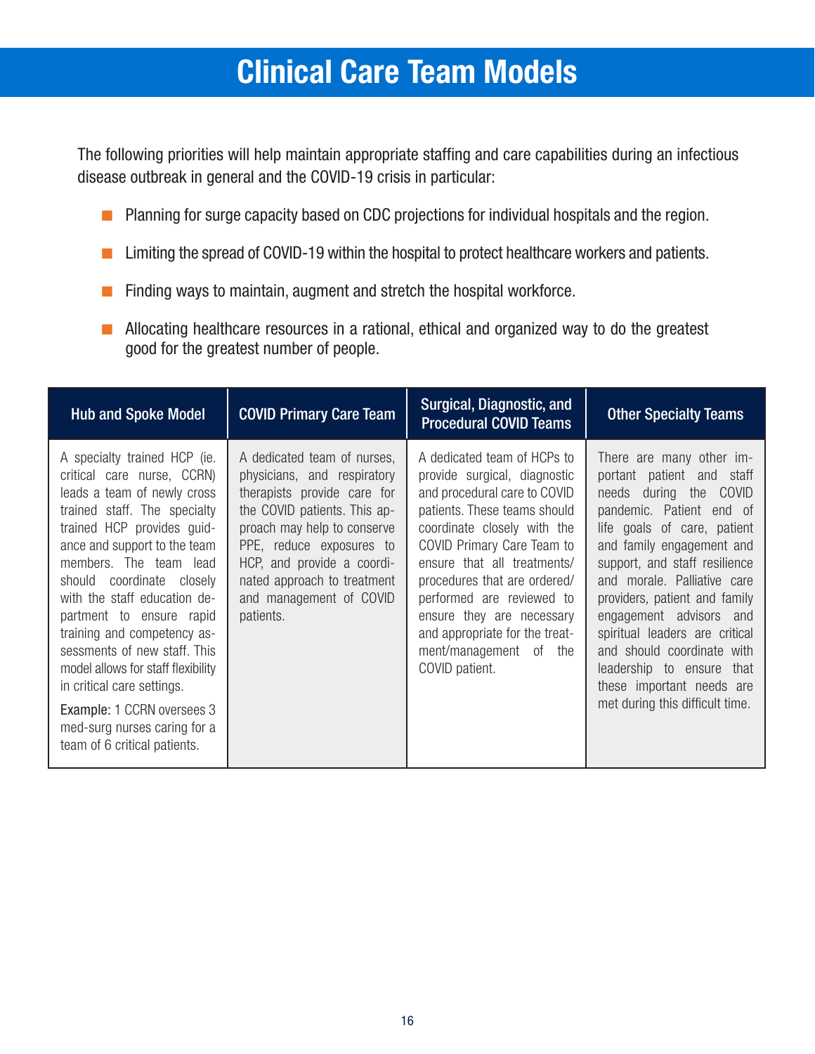# Clinical Care Team Models

The following priorities will help maintain appropriate staffing and care capabilities during an infectious disease outbreak in general and the COVID-19 crisis in particular:

- Planning for surge capacity based on CDC projections for individual hospitals and the region.
- Limiting the spread of COVID-19 within the hospital to protect healthcare workers and patients.
- Finding ways to maintain, augment and stretch the hospital workforce.
- Allocating healthcare resources in a rational, ethical and organized way to do the greatest good for the greatest number of people.

| Hub and Spoke Model | COVID Primary Care Team | Surgical, Diagnostic, and Procedural COVID Teams | Other Specialty Teams |
|---|---|---|---|
| A specialty trained HCP (ie. critical care nurse, CCRN) leads a team of newly cross trained staff. The specialty trained HCP provides guidance and support to the team members. The team lead should coordinate closely with the staff education department to ensure rapid training and competency assessments of new staff. This model allows for staff flexibility in critical care settings.<br><br>Example: 1 CCRN oversees 3 med-surg nurses caring for a team of 6 critical patients. | A dedicated team of nurses, physicians, and respiratory therapists provide care for the COVID patients. This approach may help to conserve PPE, reduce exposures to HCP, and provide a coordinated approach to treatment and management of COVID patients. | A dedicated team of HCPs to provide surgical, diagnostic and procedural care to COVID patients. These teams should coordinate closely with the COVID Primary Care Team to ensure that all treatments/procedures that are ordered/performed are reviewed to ensure they are necessary and appropriate for the treatment/management of the COVID patient. | There are many other important patient and staff needs during the COVID pandemic. Patient end of life goals of care, patient and family engagement and support, and staff resilience and morale. Palliative care providers, patient and family engagement advisors and spiritual leaders are critical and should coordinate with leadership to ensure that these important needs are met during this difficult time. |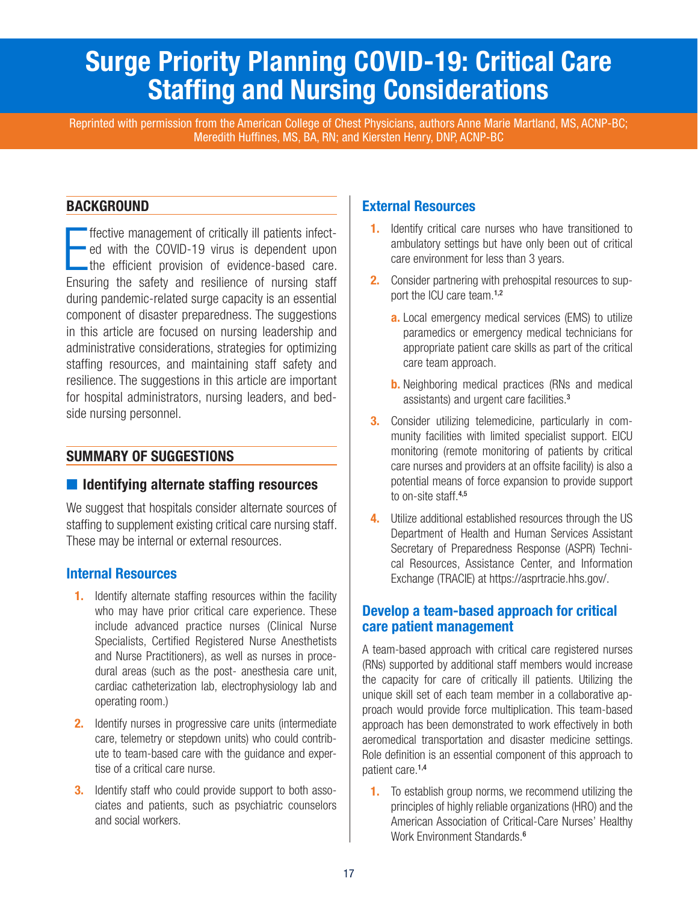# Surge Priority Planning COVID-19: Critical Care Staffing and Nursing Considerations

Reprinted with permission from the American College of Chest Physicians, authors Anne Marie Martland, MS, ACNP-BC; Meredith Huffines, MS, BA, RN; and Kiersten Henry, DNP, ACNP-BC

## BACKGROUND

Effective management of critically ill patients infected with the COVID-19 virus is dependent upon the efficient provision of evidence-based care. Ensuring the safety and resilience of nursing staff during pandemic-related surge capacity is an essential component of disaster preparedness. The suggestions in this article are focused on nursing leadership and administrative considerations, strategies for optimizing staffing resources, and maintaining staff safety and resilience. The suggestions in this article are important for hospital administrators, nursing leaders, and bedside nursing personnel.

## SUMMARY OF SUGGESTIONS

### Identifying alternate staffing resources

We suggest that hospitals consider alternate sources of staffing to supplement existing critical care nursing staff. These may be internal or external resources.

#### Internal Resources

1. Identify alternate staffing resources within the facility who may have prior critical care experience. These include advanced practice nurses (Clinical Nurse Specialists, Certified Registered Nurse Anesthetists and Nurse Practitioners), as well as nurses in procedural areas (such as the post- anesthesia care unit, cardiac catheterization lab, electrophysiology lab and operating room.)
2. Identify nurses in progressive care units (intermediate care, telemetry or stepdown units) who could contribute to team-based care with the guidance and expertise of a critical care nurse.
3. Identify staff who could provide support to both associates and patients, such as psychiatric counselors and social workers.

#### External Resources

1. Identify critical care nurses who have transitioned to ambulatory settings but have only been out of critical care environment for less than 3 years.
2. Consider partnering with prehospital resources to support the ICU care team.[1,2]
   a. Local emergency medical services (EMS) to utilize paramedics or emergency medical technicians for appropriate patient care skills as part of the critical care team approach.
   b. Neighboring medical practices (RNs and medical assistants) and urgent care facilities.[3]
3. Consider utilizing telemedicine, particularly in community facilities with limited specialist support. EICU monitoring (remote monitoring of patients by critical care nurses and providers at an offsite facility) is also a potential means of force expansion to provide support to on-site staff.[4,5]
4. Utilize additional established resources through the US Department of Health and Human Services Assistant Secretary of Preparedness Response (ASPR) Technical Resources, Assistance Center, and Information Exchange (TRACIE) at https://asprtracie.hhs.gov/.

#### Develop a team-based approach for critical care patient management

A team-based approach with critical care registered nurses (RNs) supported by additional staff members would increase the capacity for care of critically ill patients. Utilizing the unique skill set of each team member in a collaborative approach would provide force multiplication. This team-based approach has been demonstrated to work effectively in both aeromedical transportation and disaster medicine settings. Role definition is an essential component of this approach to patient care.[1,4]

1. To establish group norms, we recommend utilizing the principles of highly reliable organizations (HRO) and the American Association of Critical-Care Nurses' Healthy Work Environment Standards.[6]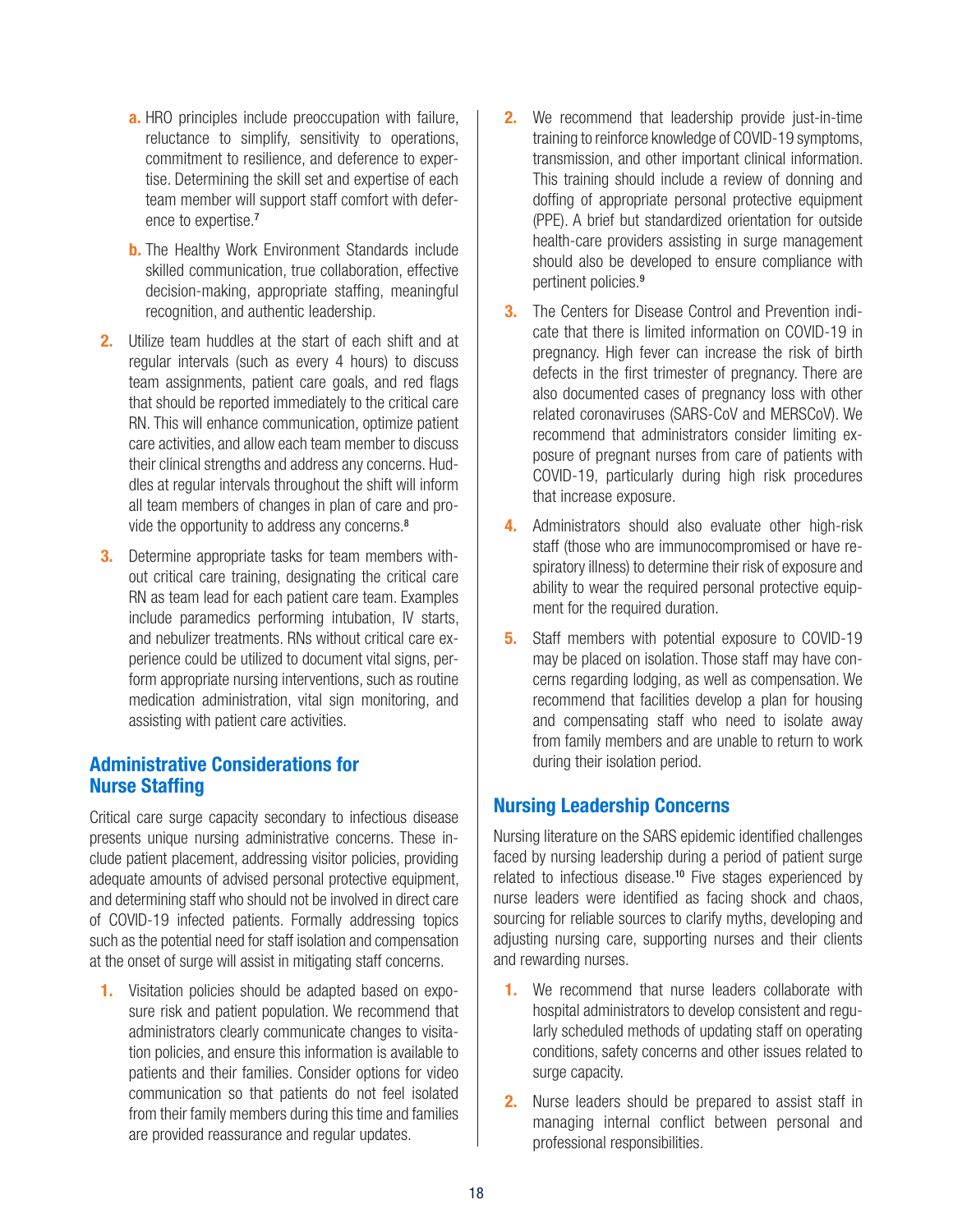a. HRO principles include preoccupation with failure, reluctance to simplify, sensitivity to operations, commitment to resilience, and deference to expertise. Determining the skill set and expertise of each team member will support staff comfort with deference to expertise.[7]

   b. The Healthy Work Environment Standards include skilled communication, true collaboration, effective decision-making, appropriate staffing, meaningful recognition, and authentic leadership.

2. Utilize team huddles at the start of each shift and at regular intervals (such as every 4 hours) to discuss team assignments, patient care goals, and red flags that should be reported immediately to the critical care RN. This will enhance communication, optimize patient care activities, and allow each team member to discuss their clinical strengths and address any concerns. Huddles at regular intervals throughout the shift will inform all team members of changes in plan of care and provide the opportunity to address any concerns.[8]

3. Determine appropriate tasks for team members without critical care training, designating the critical care RN as team lead for each patient care team. Examples include paramedics performing intubation, IV starts, and nebulizer treatments. RNs without critical care experience could be utilized to document vital signs, perform appropriate nursing interventions, such as routine medication administration, vital sign monitoring, and assisting with patient care activities.

## Administrative Considerations for Nurse Staffing

Critical care surge capacity secondary to infectious disease presents unique nursing administrative concerns. These include patient placement, addressing visitor policies, providing adequate amounts of advised personal protective equipment, and determining staff who should not be involved in direct care of COVID-19 infected patients. Formally addressing topics such as the potential need for staff isolation and compensation at the onset of surge will assist in mitigating staff concerns.

1. Visitation policies should be adapted based on exposure risk and patient population. We recommend that administrators clearly communicate changes to visitation policies, and ensure this information is available to patients and their families. Consider options for video communication so that patients do not feel isolated from their family members during this time and families are provided reassurance and regular updates.

2. We recommend that leadership provide just-in-time training to reinforce knowledge of COVID-19 symptoms, transmission, and other important clinical information. This training should include a review of donning and doffing of appropriate personal protective equipment (PPE). A brief but standardized orientation for outside health-care providers assisting in surge management should also be developed to ensure compliance with pertinent policies.[9]

3. The Centers for Disease Control and Prevention indicate that there is limited information on COVID-19 in pregnancy. High fever can increase the risk of birth defects in the first trimester of pregnancy. There are also documented cases of pregnancy loss with other related coronaviruses (SARS-CoV and MERSCoV). We recommend that administrators consider limiting exposure of pregnant nurses from care of patients with COVID-19, particularly during high risk procedures that increase exposure.

4. Administrators should also evaluate other high-risk staff (those who are immunocompromised or have respiratory illness) to determine their risk of exposure and ability to wear the required personal protective equipment for the required duration.

5. Staff members with potential exposure to COVID-19 may be placed on isolation. Those staff may have concerns regarding lodging, as well as compensation. We recommend that facilities develop a plan for housing and compensating staff who need to isolate away from family members and are unable to return to work during their isolation period.

## Nursing Leadership Concerns

Nursing literature on the SARS epidemic identified challenges faced by nursing leadership during a period of patient surge related to infectious disease.[10] Five stages experienced by nurse leaders were identified as facing shock and chaos, sourcing for reliable sources to clarify myths, developing and adjusting nursing care, supporting nurses and their clients and rewarding nurses.

1. We recommend that nurse leaders collaborate with hospital administrators to develop consistent and regularly scheduled methods of updating staff on operating conditions, safety concerns and other issues related to surge capacity.

2. Nurse leaders should be prepared to assist staff in managing internal conflict between personal and professional responsibilities.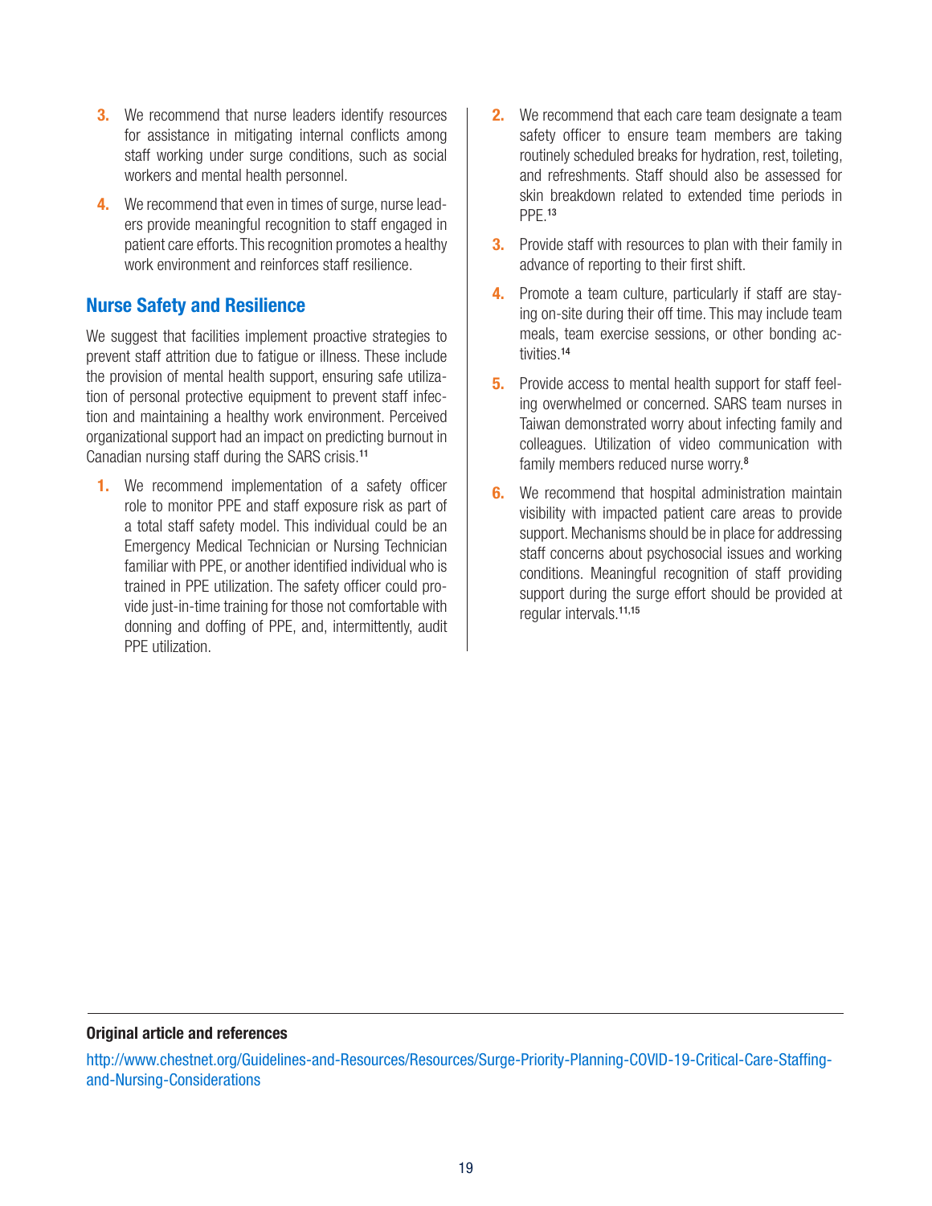3. We recommend that nurse leaders identify resources for assistance in mitigating internal conflicts among staff working under surge conditions, such as social workers and mental health personnel.
4. We recommend that even in times of surge, nurse leaders provide meaningful recognition to staff engaged in patient care efforts. This recognition promotes a healthy work environment and reinforces staff resilience.

## Nurse Safety and Resilience

We suggest that facilities implement proactive strategies to prevent staff attrition due to fatigue or illness. These include the provision of mental health support, ensuring safe utilization of personal protective equipment to prevent staff infection and maintaining a healthy work environment. Perceived organizational support had an impact on predicting burnout in Canadian nursing staff during the SARS crisis.[11]

1. We recommend implementation of a safety officer role to monitor PPE and staff exposure risk as part of a total staff safety model. This individual could be an Emergency Medical Technician or Nursing Technician familiar with PPE, or another identified individual who is trained in PPE utilization. The safety officer could provide just-in-time training for those not comfortable with donning and doffing of PPE, and, intermittently, audit PPE utilization.
2. We recommend that each care team designate a team safety officer to ensure team members are taking routinely scheduled breaks for hydration, rest, toileting, and refreshments. Staff should also be assessed for skin breakdown related to extended time periods in PPE.[13]
3. Provide staff with resources to plan with their family in advance of reporting to their first shift.
4. Promote a team culture, particularly if staff are staying on-site during their off time. This may include team meals, team exercise sessions, or other bonding activities.[14]
5. Provide access to mental health support for staff feeling overwhelmed or concerned. SARS team nurses in Taiwan demonstrated worry about infecting family and colleagues. Utilization of video communication with family members reduced nurse worry.[8]
6. We recommend that hospital administration maintain visibility with impacted patient care areas to provide support. Mechanisms should be in place for addressing staff concerns about psychosocial issues and working conditions. Meaningful recognition of staff providing support during the surge effort should be provided at regular intervals.[11,15]

---

**Original article and references**

http://www.chestnet.org/Guidelines-and-Resources/Resources/Surge-Priority-Planning-COVID-19-Critical-Care-Staffing-and-Nursing-Considerations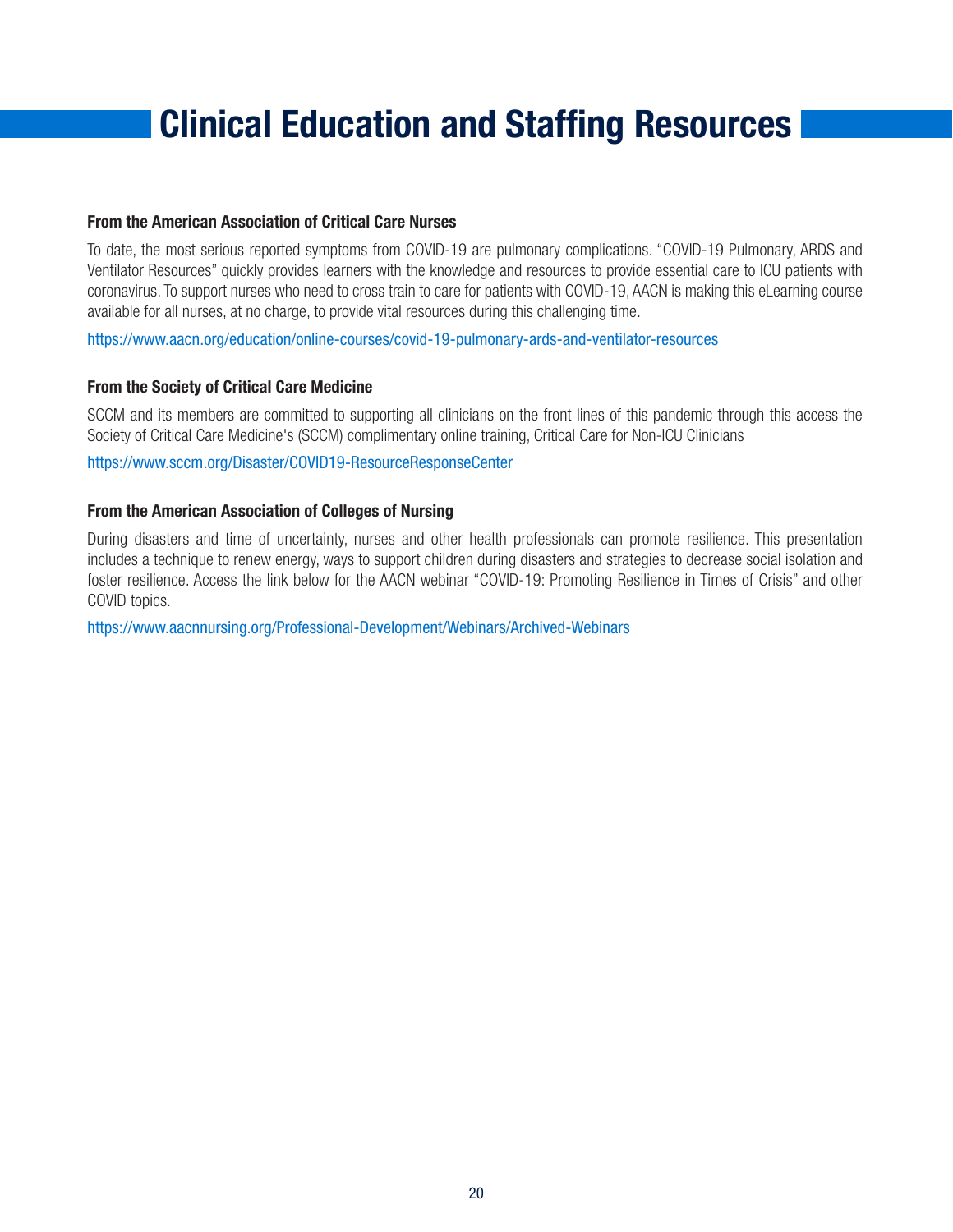# Clinical Education and Staffing Resources

**From the American Association of Critical Care Nurses**

To date, the most serious reported symptoms from COVID-19 are pulmonary complications. "COVID-19 Pulmonary, ARDS and Ventilator Resources" quickly provides learners with the knowledge and resources to provide essential care to ICU patients with coronavirus. To support nurses who need to cross train to care for patients with COVID-19, AACN is making this eLearning course available for all nurses, at no charge, to provide vital resources during this challenging time.

https://www.aacn.org/education/online-courses/covid-19-pulmonary-ards-and-ventilator-resources

**From the Society of Critical Care Medicine**

SCCM and its members are committed to supporting all clinicians on the front lines of this pandemic through this access the Society of Critical Care Medicine's (SCCM) complimentary online training, Critical Care for Non-ICU Clinicians

https://www.sccm.org/Disaster/COVID19-ResourceResponseCenter

**From the American Association of Colleges of Nursing**

During disasters and time of uncertainty, nurses and other health professionals can promote resilience. This presentation includes a technique to renew energy, ways to support children during disasters and strategies to decrease social isolation and foster resilience. Access the link below for the AACN webinar "COVID-19: Promoting Resilience in Times of Crisis" and other COVID topics.

https://www.aacnnursing.org/Professional-Development/Webinars/Archived-Webinars